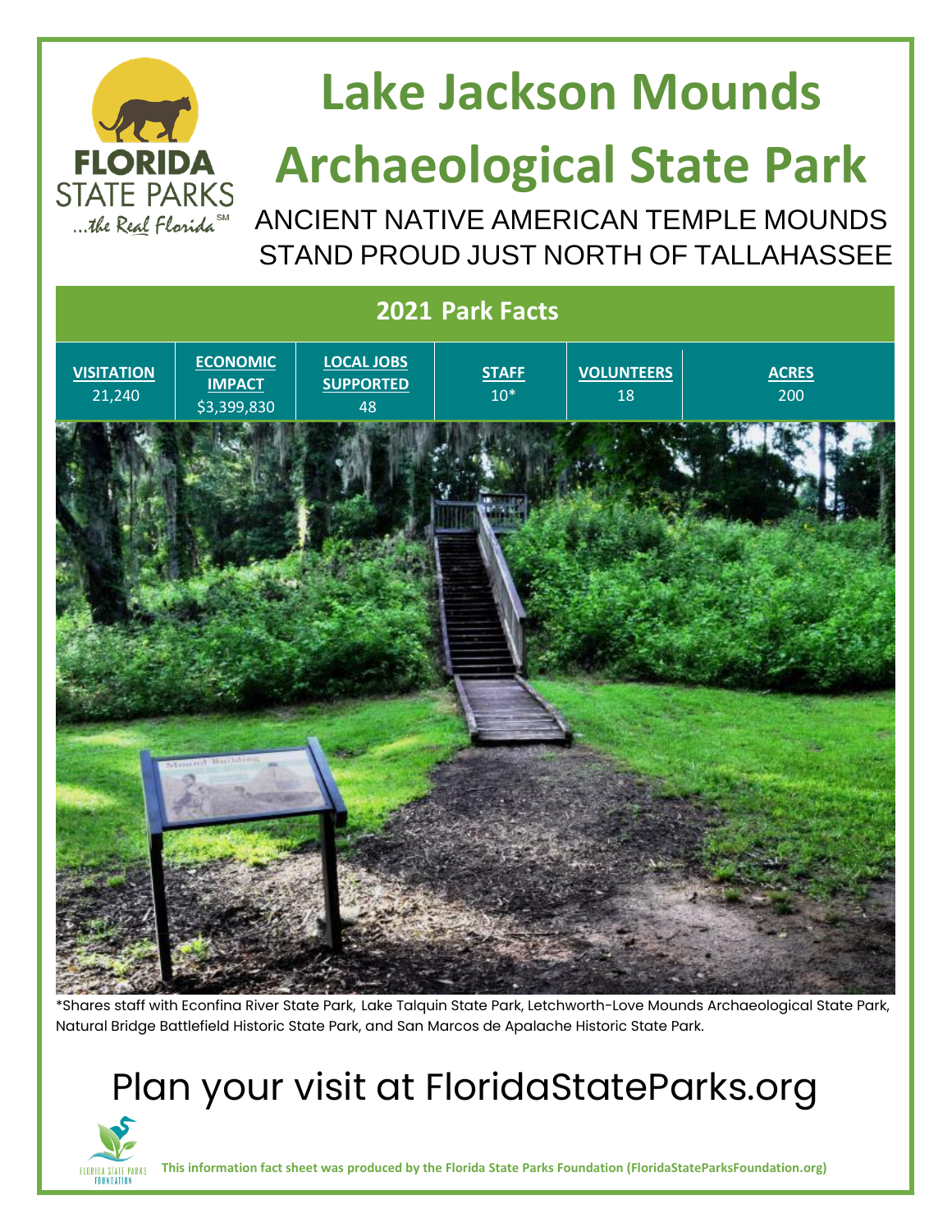# Lake Jackson Mounds Archaeological State Park

ANCIENT NATIVE AMERICAN TEMPLE MOUNDS STAND PROUD JUST NORTH OF TALLAHASSEE

## 2021 Park Facts

| VISITATION | ECONOMIC IMPACT | LOCAL JOBS SUPPORTED | STAFF | VOLUNTEERS | ACRES |
|---|---|---|---|---|---|
| 21,240 | $3,399,830 | 48 | 10* | 18 | 200 |

*Shares staff with Econfina River State Park, Lake Talquin State Park, Letchworth-Love Mounds Archaeological State Park, Natural Bridge Battlefield Historic State Park, and San Marcos de Apalache Historic State Park.

Plan your visit at FloridaStateParks.org

**This information fact sheet was produced by the Florida State Parks Foundation (FloridaStateParksFoundation.org)**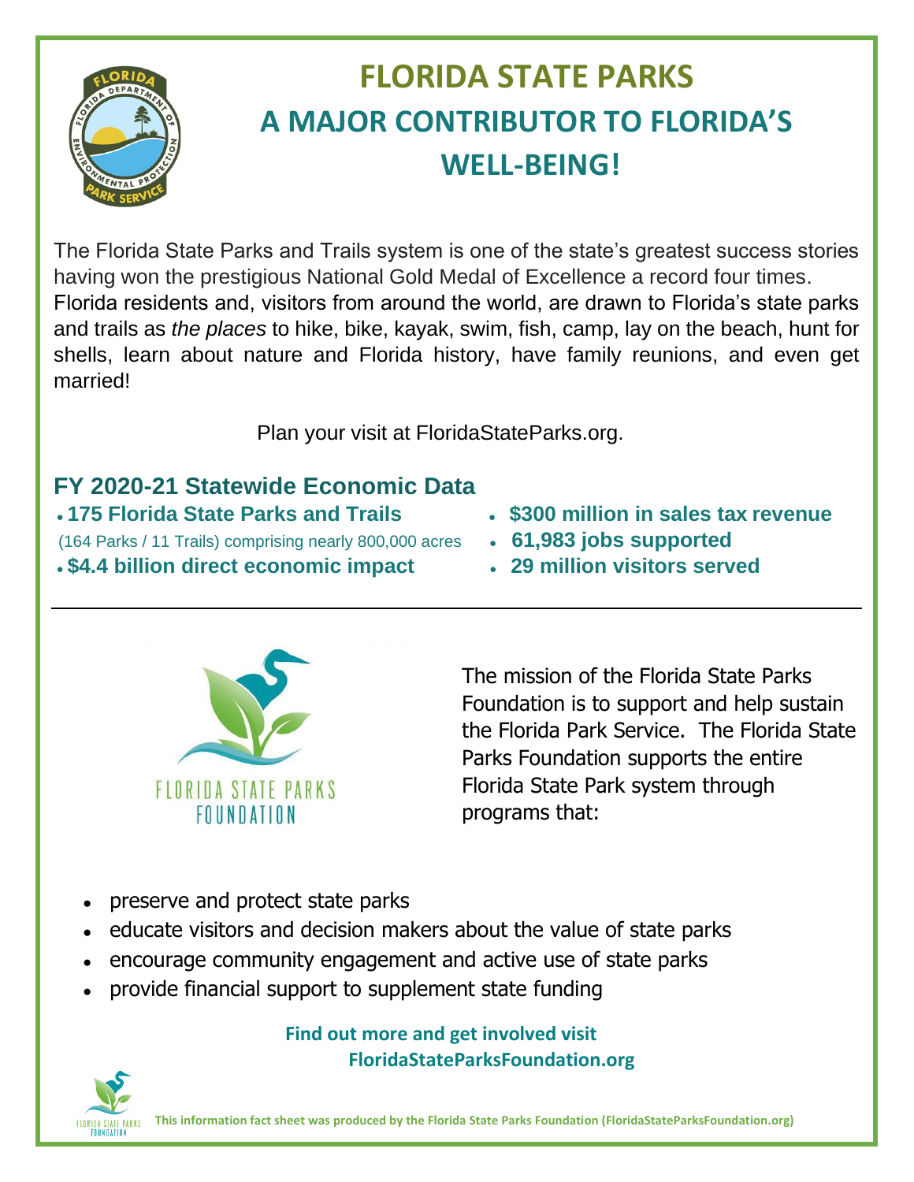# FLORIDA STATE PARKS
## A MAJOR CONTRIBUTOR TO FLORIDA'S WELL-BEING!

The Florida State Parks and Trails system is one of the state's greatest success stories having won the prestigious National Gold Medal of Excellence a record four times. Florida residents and, visitors from around the world, are drawn to Florida's state parks and trails as *the places* to hike, bike, kayak, swim, fish, camp, lay on the beach, hunt for shells, learn about nature and Florida history, have family reunions, and even get married!

Plan your visit at FloridaStateParks.org.

### FY 2020-21 Statewide Economic Data

- **175 Florida State Parks and Trails**
  (164 Parks / 11 Trails) comprising nearly 800,000 acres
- **$4.4 billion direct economic impact**
- **$300 million in sales tax revenue**
- **61,983 jobs supported**
- **29 million visitors served**

---

FLORIDA STATE PARKS FOUNDATION

The mission of the Florida State Parks Foundation is to support and help sustain the Florida Park Service. The Florida State Parks Foundation supports the entire Florida State Park system through programs that:

- preserve and protect state parks
- educate visitors and decision makers about the value of state parks
- encourage community engagement and active use of state parks
- provide financial support to supplement state funding

**Find out more and get involved visit FloridaStateParksFoundation.org**

**This information fact sheet was produced by the Florida State Parks Foundation (FloridaStateParksFoundation.org)**